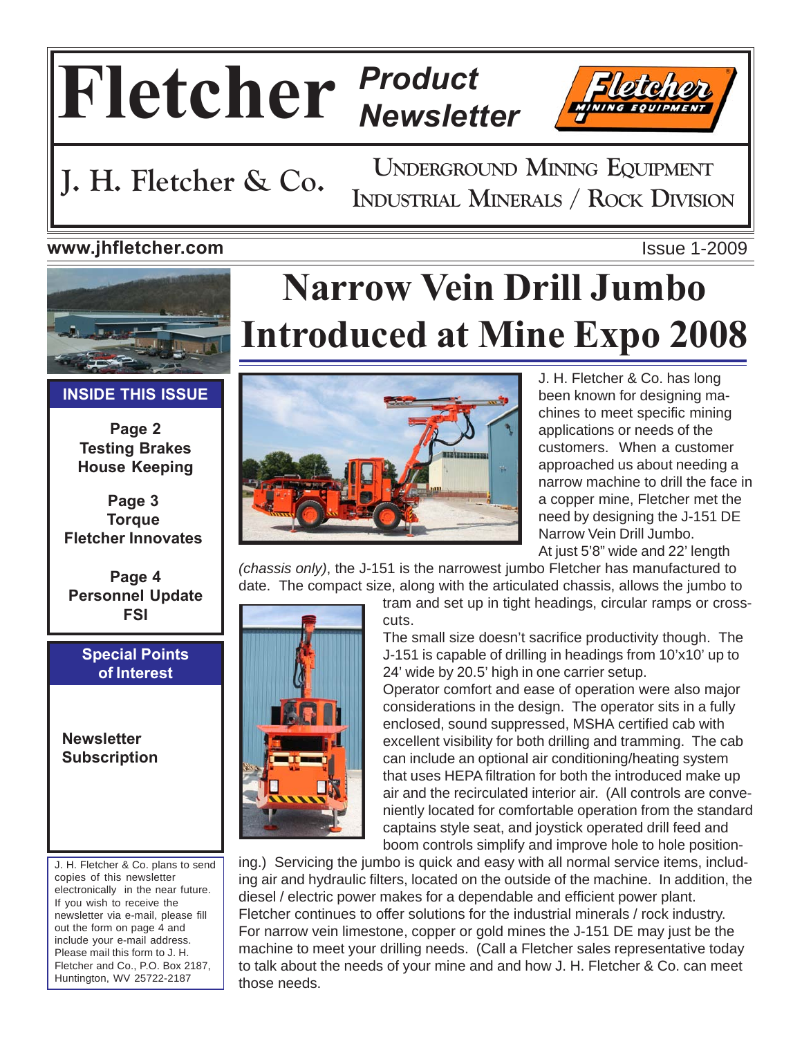# Fletcher Product Newsletter

**J. H. Fletcher & Co.**

UNDERGROUND MINING EQUIPMENT
INDUSTRIAL MINERALS / ROCK DIVISION

**www.jhfletcher.com**

Issue 1-2009

**INSIDE THIS ISSUE**

**Page 2**
**Testing Brakes**
**House Keeping**

**Page 3**
**Torque**
**Fletcher Innovates**

**Page 4**
**Personnel Update**
**FSI**

**Special Points of Interest**

**Newsletter Subscription**

J. H. Fletcher & Co. plans to send copies of this newsletter electronically in the near future. If you wish to receive the newsletter via e-mail, please fill out the form on page 4 and include your e-mail address. Please mail this form to J. H. Fletcher and Co., P.O. Box 2187, Huntington, WV 25722-2187

# Narrow Vein Drill Jumbo Introduced at Mine Expo 2008

J. H. Fletcher & Co. has long been known for designing machines to meet specific mining applications or needs of the customers. When a customer approached us about needing a narrow machine to drill the face in a copper mine, Fletcher met the need by designing the J-151 DE Narrow Vein Drill Jumbo.

At just 5'8" wide and 22' length *(chassis only)*, the J-151 is the narrowest jumbo Fletcher has manufactured to date. The compact size, along with the articulated chassis, allows the jumbo to tram and set up in tight headings, circular ramps or cross-cuts.

The small size doesn't sacrifice productivity though. The J-151 is capable of drilling in headings from 10'x10' up to 24' wide by 20.5' high in one carrier setup.

Operator comfort and ease of operation were also major considerations in the design. The operator sits in a fully enclosed, sound suppressed, MSHA certified cab with excellent visibility for both drilling and tramming. The cab can include an optional air conditioning/heating system that uses HEPA filtration for both the introduced make up air and the recirculated interior air. (All controls are conveniently located for comfortable operation from the standard captains style seat, and joystick operated drill feed and boom controls simplify and improve hole to hole positioning.) Servicing the jumbo is quick and easy with all normal service items, including air and hydraulic filters, located on the outside of the machine. In addition, the diesel / electric power makes for a dependable and efficient power plant.

Fletcher continues to offer solutions for the industrial minerals / rock industry. For narrow vein limestone, copper or gold mines the J-151 DE may just be the machine to meet your drilling needs. (Call a Fletcher sales representative today to talk about the needs of your mine and and how J. H. Fletcher & Co. can meet those needs.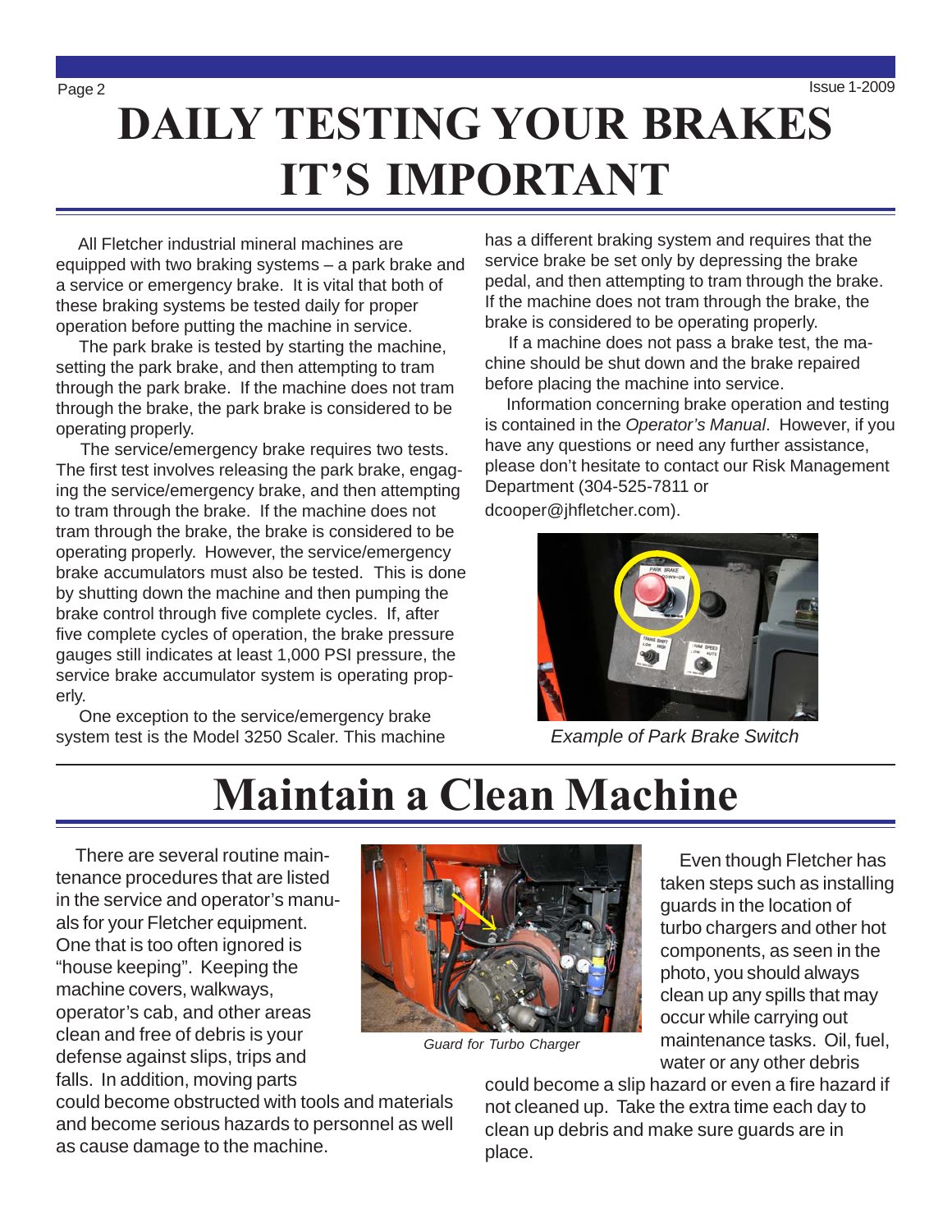# DAILY TESTING YOUR BRAKES IT'S IMPORTANT

All Fletcher industrial mineral machines are equipped with two braking systems – a park brake and a service or emergency brake. It is vital that both of these braking systems be tested daily for proper operation before putting the machine in service.

The park brake is tested by starting the machine, setting the park brake, and then attempting to tram through the park brake. If the machine does not tram through the brake, the park brake is considered to be operating properly.

The service/emergency brake requires two tests. The first test involves releasing the park brake, engaging the service/emergency brake, and then attempting to tram through the brake. If the machine does not tram through the brake, the brake is considered to be operating properly. However, the service/emergency brake accumulators must also be tested. This is done by shutting down the machine and then pumping the brake control through five complete cycles. If, after five complete cycles of operation, the brake pressure gauges still indicates at least 1,000 PSI pressure, the service brake accumulator system is operating properly.

One exception to the service/emergency brake system test is the Model 3250 Scaler. This machine has a different braking system and requires that the service brake be set only by depressing the brake pedal, and then attempting to tram through the brake. If the machine does not tram through the brake, the brake is considered to be operating properly.

If a machine does not pass a brake test, the machine should be shut down and the brake repaired before placing the machine into service.

Information concerning brake operation and testing is contained in the *Operator's Manual*. However, if you have any questions or need any further assistance, please don't hesitate to contact our Risk Management Department (304-525-7811 or dcooper@jhfletcher.com).

*Example of Park Brake Switch*

# Maintain a Clean Machine

There are several routine maintenance procedures that are listed in the service and operator's manuals for your Fletcher equipment. One that is too often ignored is "house keeping". Keeping the machine covers, walkways, operator's cab, and other areas clean and free of debris is your defense against slips, trips and falls. In addition, moving parts could become obstructed with tools and materials and become serious hazards to personnel as well as cause damage to the machine.

*Guard for Turbo Charger*

Even though Fletcher has taken steps such as installing guards in the location of turbo chargers and other hot components, as seen in the photo, you should always clean up any spills that may occur while carrying out maintenance tasks. Oil, fuel, water or any other debris could become a slip hazard or even a fire hazard if not cleaned up. Take the extra time each day to clean up debris and make sure guards are in place.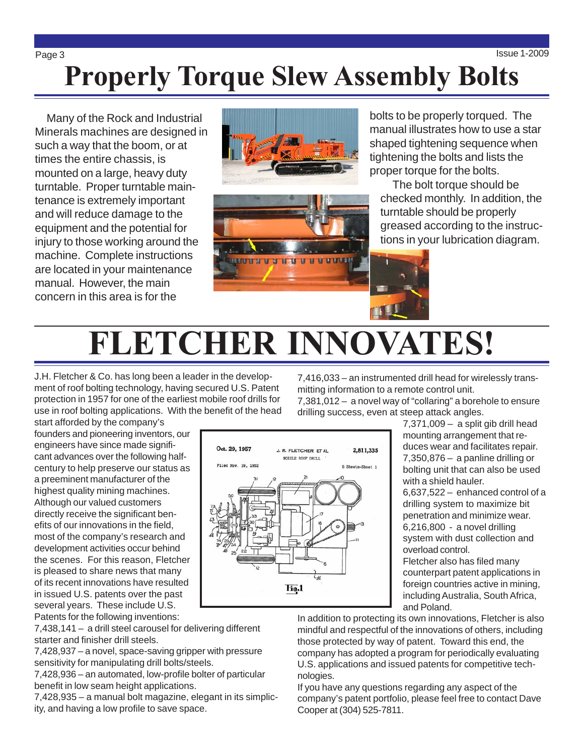# Properly Torque Slew Assembly Bolts

Many of the Rock and Industrial Minerals machines are designed in such a way that the boom, or at times the entire chassis, is mounted on a large, heavy duty turntable. Proper turntable maintenance is extremely important and will reduce damage to the equipment and the potential for injury to those working around the machine. Complete instructions are located in your maintenance manual. However, the main concern in this area is for the bolts to be properly torqued. The manual illustrates how to use a star shaped tightening sequence when tightening the bolts and lists the proper torque for the bolts.

The bolt torque should be checked monthly. In addition, the turntable should be properly greased according to the instructions in your lubrication diagram.

# FLETCHER INNOVATES!

J.H. Fletcher & Co. has long been a leader in the development of roof bolting technology, having secured U.S. Patent protection in 1957 for one of the earliest mobile roof drills for use in roof bolting applications. With the benefit of the head start afforded by the company's founders and pioneering inventors, our engineers have since made significant advances over the following half-century to help preserve our status as a preeminent manufacturer of the highest quality mining machines. Although our valued customers directly receive the significant benefits of our innovations in the field, most of the company's research and development activities occur behind the scenes. For this reason, Fletcher is pleased to share news that many of its recent innovations have resulted in issued U.S. patents over the past several years. These include U.S. Patents for the following inventions:

7,438,141 – a drill steel carousel for delivering different starter and finisher drill steels.
7,428,937 – a novel, space-saving gripper with pressure sensitivity for manipulating drill bolts/steels.
7,428,936 – an automated, low-profile bolter of particular benefit in low seam height applications.
7,428,935 – a manual bolt magazine, elegant in its simplicity, and having a low profile to save space.
7,416,033 – an instrumented drill head for wirelessly transmitting information to a remote control unit.
7,381,012 – a novel way of "collaring" a borehole to ensure drilling success, even at steep attack angles.
7,371,009 – a split gib drill head mounting arrangement that reduces wear and facilitates repair.
7,350,876 – a panline drilling or bolting unit that can also be used with a shield hauler.
6,637,522 – enhanced control of a drilling system to maximize bit penetration and minimize wear.
6,216,800 - a novel drilling system with dust collection and overload control.

Fletcher also has filed many counterpart patent applications in foreign countries active in mining, including Australia, South Africa, and Poland.

In addition to protecting its own innovations, Fletcher is also mindful and respectful of the innovations of others, including those protected by way of patent. Toward this end, the company has adopted a program for periodically evaluating U.S. applications and issued patents for competitive technologies.

If you have any questions regarding any aspect of the company's patent portfolio, please feel free to contact Dave Cooper at (304) 525-7811.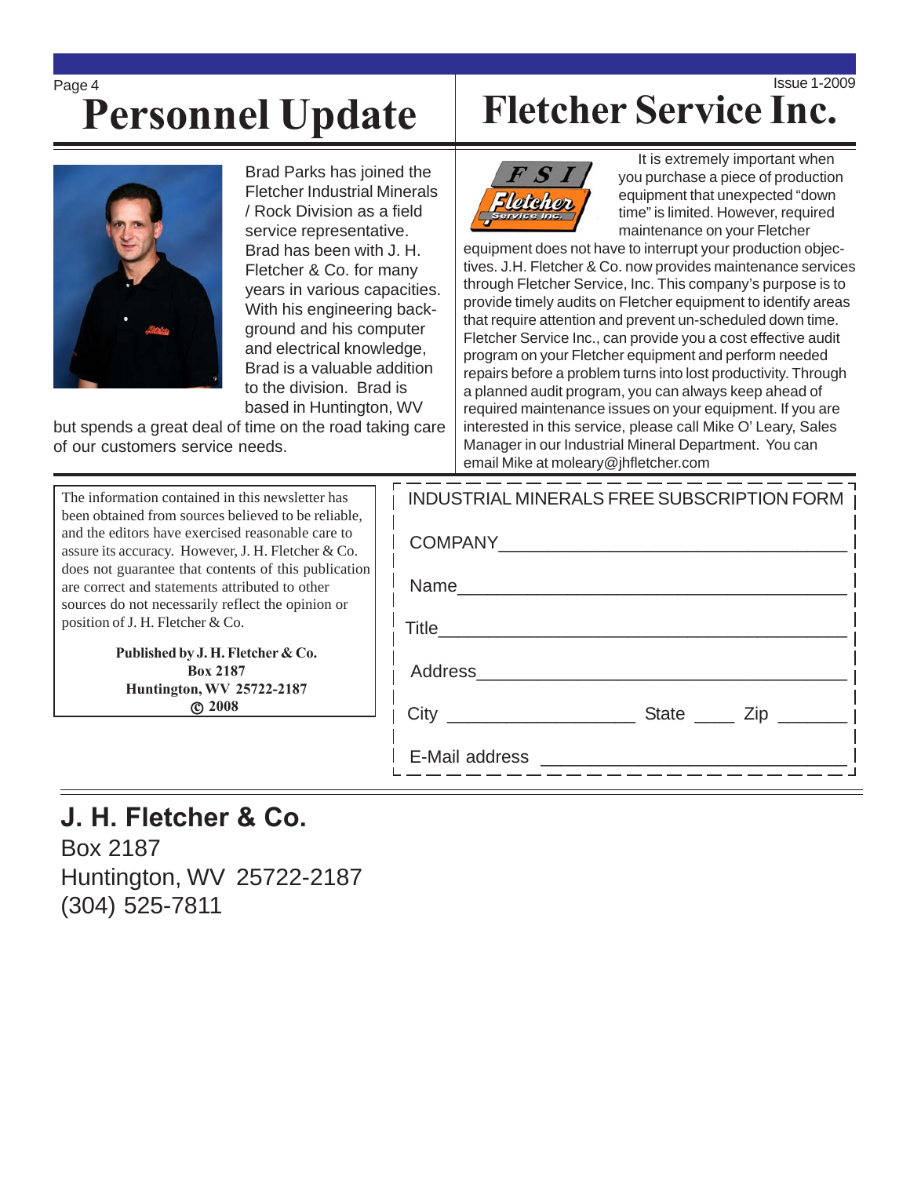# Personnel Update

Brad Parks has joined the Fletcher Industrial Minerals / Rock Division as a field service representative. Brad has been with J. H. Fletcher & Co. for many years in various capacities. With his engineering background and his computer and electrical knowledge, Brad is a valuable addition to the division. Brad is based in Huntington, WV but spends a great deal of time on the road taking care of our customers service needs.

# Fletcher Service Inc.

It is extremely important when you purchase a piece of production equipment that unexpected "down time" is limited. However, required maintenance on your Fletcher equipment does not have to interrupt your production objectives. J.H. Fletcher & Co. now provides maintenance services through Fletcher Service, Inc. This company's purpose is to provide timely audits on Fletcher equipment to identify areas that require attention and prevent un-scheduled down time. Fletcher Service Inc., can provide you a cost effective audit program on your Fletcher equipment and perform needed repairs before a problem turns into lost productivity. Through a planned audit program, you can always keep ahead of required maintenance issues on your equipment. If you are interested in this service, please call Mike O' Leary, Sales Manager in our Industrial Mineral Department. You can email Mike at moleary@jhfletcher.com

---

The information contained in this newsletter has been obtained from sources believed to be reliable, and the editors have exercised reasonable care to assure its accuracy. However, J. H. Fletcher & Co. does not guarantee that contents of this publication are correct and statements attributed to other sources do not necessarily reflect the opinion or position of J. H. Fletcher & Co.

**Published by J. H. Fletcher & Co.**
**Box 2187**
**Huntington, WV 25722-2187**
**© 2008**

---

INDUSTRIAL MINERALS FREE SUBSCRIPTION FORM

COMPANY____________________________________

Name_______________________________________

Title________________________________________

Address_____________________________________

City __________________ State ____ Zip _______

E-Mail address ____________________________

---

**J. H. Fletcher & Co.**
Box 2187
Huntington, WV 25722-2187
(304) 525-7811